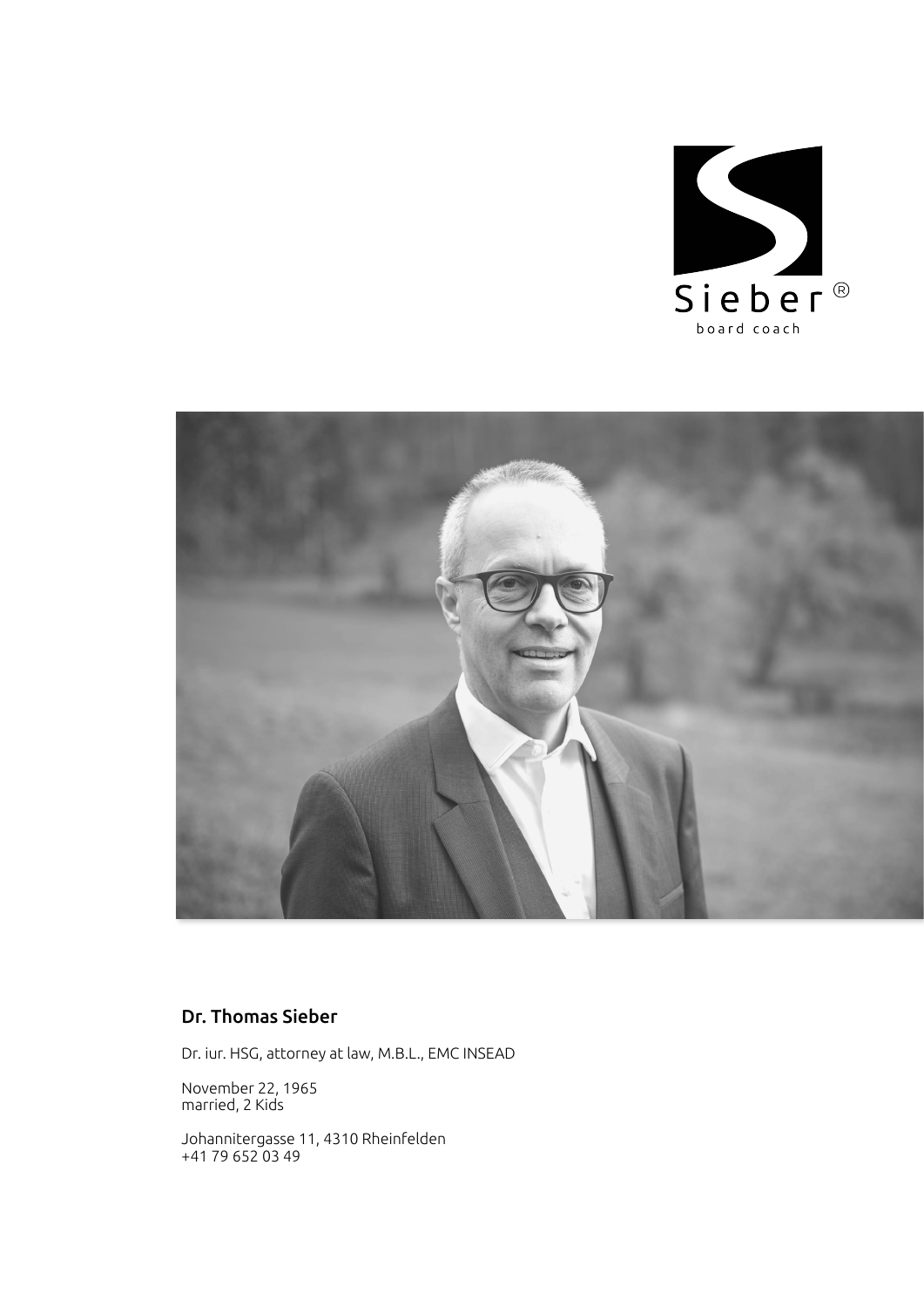Sieber®
board coach

## Dr. Thomas Sieber

Dr. iur. HSG, attorney at law, M.B.L., EMC INSEAD

November 22, 1965
married, 2 Kids

Johannitergasse 11, 4310 Rheinfelden
+41 79 652 03 49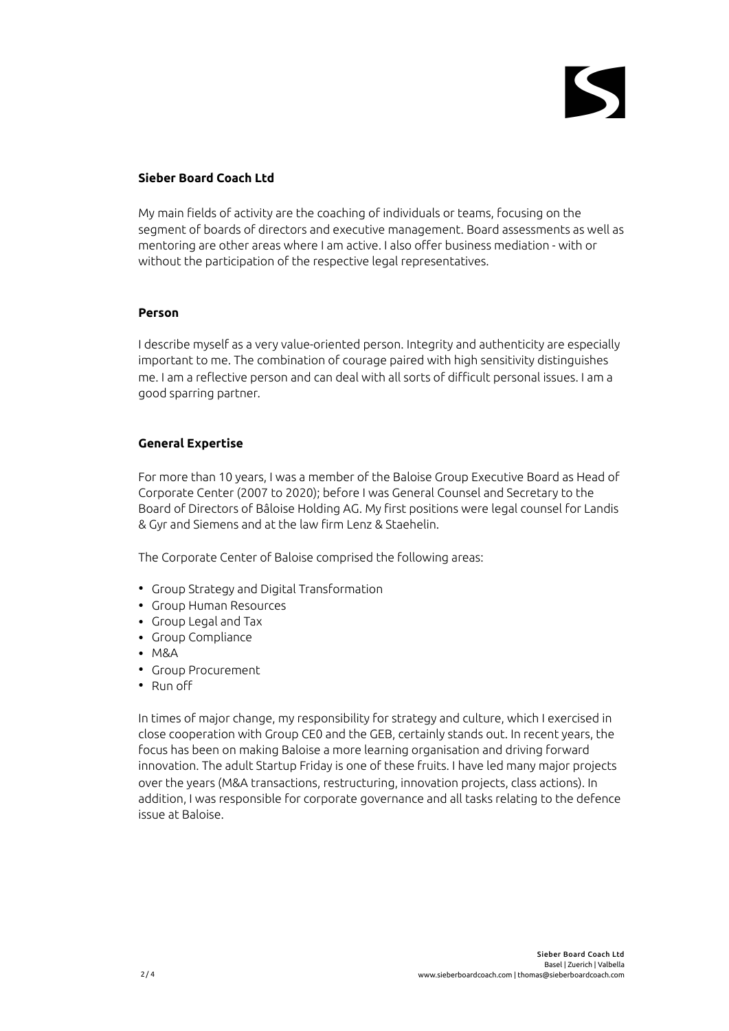**Sieber Board Coach Ltd**

My main fields of activity are the coaching of individuals or teams, focusing on the segment of boards of directors and executive management. Board assessments as well as mentoring are other areas where I am active. I also offer business mediation - with or without the participation of the respective legal representatives.

**Person**

I describe myself as a very value-oriented person. Integrity and authenticity are especially important to me. The combination of courage paired with high sensitivity distinguishes me. I am a reflective person and can deal with all sorts of difficult personal issues. I am a good sparring partner.

**General Expertise**

For more than 10 years, I was a member of the Baloise Group Executive Board as Head of Corporate Center (2007 to 2020); before I was General Counsel and Secretary to the Board of Directors of Bâloise Holding AG. My first positions were legal counsel for Landis & Gyr and Siemens and at the law firm Lenz & Staehelin.

The Corporate Center of Baloise comprised the following areas:

- Group Strategy and Digital Transformation
- Group Human Resources
- Group Legal and Tax
- Group Compliance
- M&A
- Group Procurement
- Run off

In times of major change, my responsibility for strategy and culture, which I exercised in close cooperation with Group CE0 and the GEB, certainly stands out. In recent years, the focus has been on making Baloise a more learning organisation and driving forward innovation. The adult Startup Friday is one of these fruits. I have led many major projects over the years (M&A transactions, restructuring, innovation projects, class actions). In addition, I was responsible for corporate governance and all tasks relating to the defence issue at Baloise.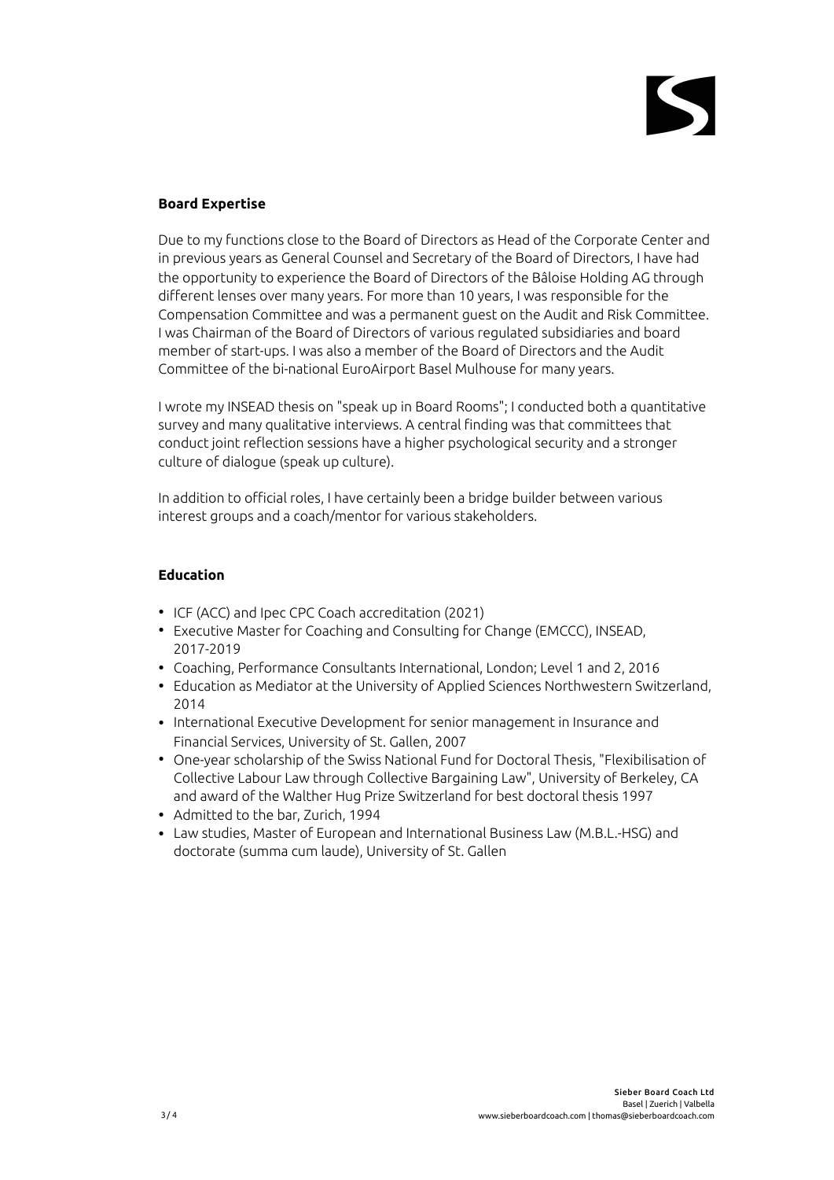**Board Expertise**

Due to my functions close to the Board of Directors as Head of the Corporate Center and in previous years as General Counsel and Secretary of the Board of Directors, I have had the opportunity to experience the Board of Directors of the Bâloise Holding AG through different lenses over many years. For more than 10 years, I was responsible for the Compensation Committee and was a permanent guest on the Audit and Risk Committee. I was Chairman of the Board of Directors of various regulated subsidiaries and board member of start-ups. I was also a member of the Board of Directors and the Audit Committee of the bi-national EuroAirport Basel Mulhouse for many years.

I wrote my INSEAD thesis on "speak up in Board Rooms"; I conducted both a quantitative survey and many qualitative interviews. A central finding was that committees that conduct joint reflection sessions have a higher psychological security and a stronger culture of dialogue (speak up culture).

In addition to official roles, I have certainly been a bridge builder between various interest groups and a coach/mentor for various stakeholders.

**Education**

- ICF (ACC) and Ipec CPC Coach accreditation (2021)
- Executive Master for Coaching and Consulting for Change (EMCCC), INSEAD, 2017-2019
- Coaching, Performance Consultants International, London; Level 1 and 2, 2016
- Education as Mediator at the University of Applied Sciences Northwestern Switzerland, 2014
- International Executive Development for senior management in Insurance and Financial Services, University of St. Gallen, 2007
- One-year scholarship of the Swiss National Fund for Doctoral Thesis, "Flexibilisation of Collective Labour Law through Collective Bargaining Law", University of Berkeley, CA and award of the Walther Hug Prize Switzerland for best doctoral thesis 1997
- Admitted to the bar, Zurich, 1994
- Law studies, Master of European and International Business Law (M.B.L.-HSG) and doctorate (summa cum laude), University of St. Gallen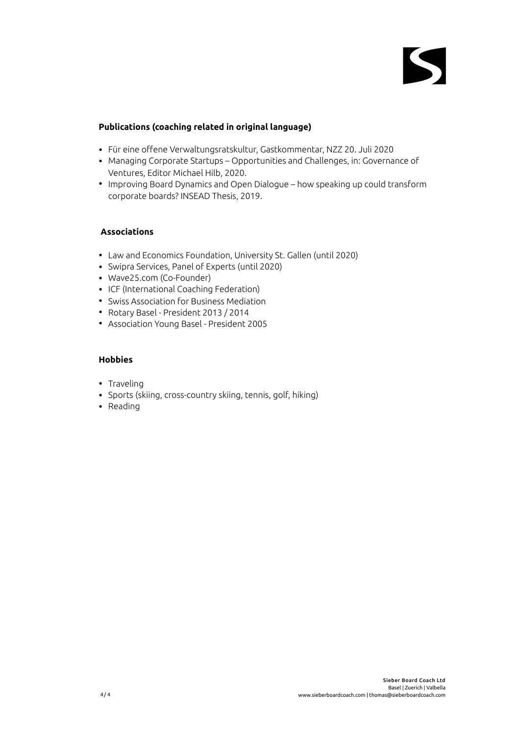**Publications (coaching related in original language)**

- Für eine offene Verwaltungsratskultur, Gastkommentar, NZZ 20. Juli 2020
- Managing Corporate Startups – Opportunities and Challenges, in: Governance of Ventures, Editor Michael Hilb, 2020.
- Improving Board Dynamics and Open Dialogue – how speaking up could transform corporate boards? INSEAD Thesis, 2019.

**Associations**

- Law and Economics Foundation, University St. Gallen (until 2020)
- Swipra Services, Panel of Experts (until 2020)
- Wave25.com (Co-Founder)
- ICF (International Coaching Federation)
- Swiss Association for Business Mediation
- Rotary Basel - President 2013 / 2014
- Association Young Basel - President 2005

**Hobbies**

- Traveling
- Sports (skiing, cross-country skiing, tennis, golf, hiking)
- Reading